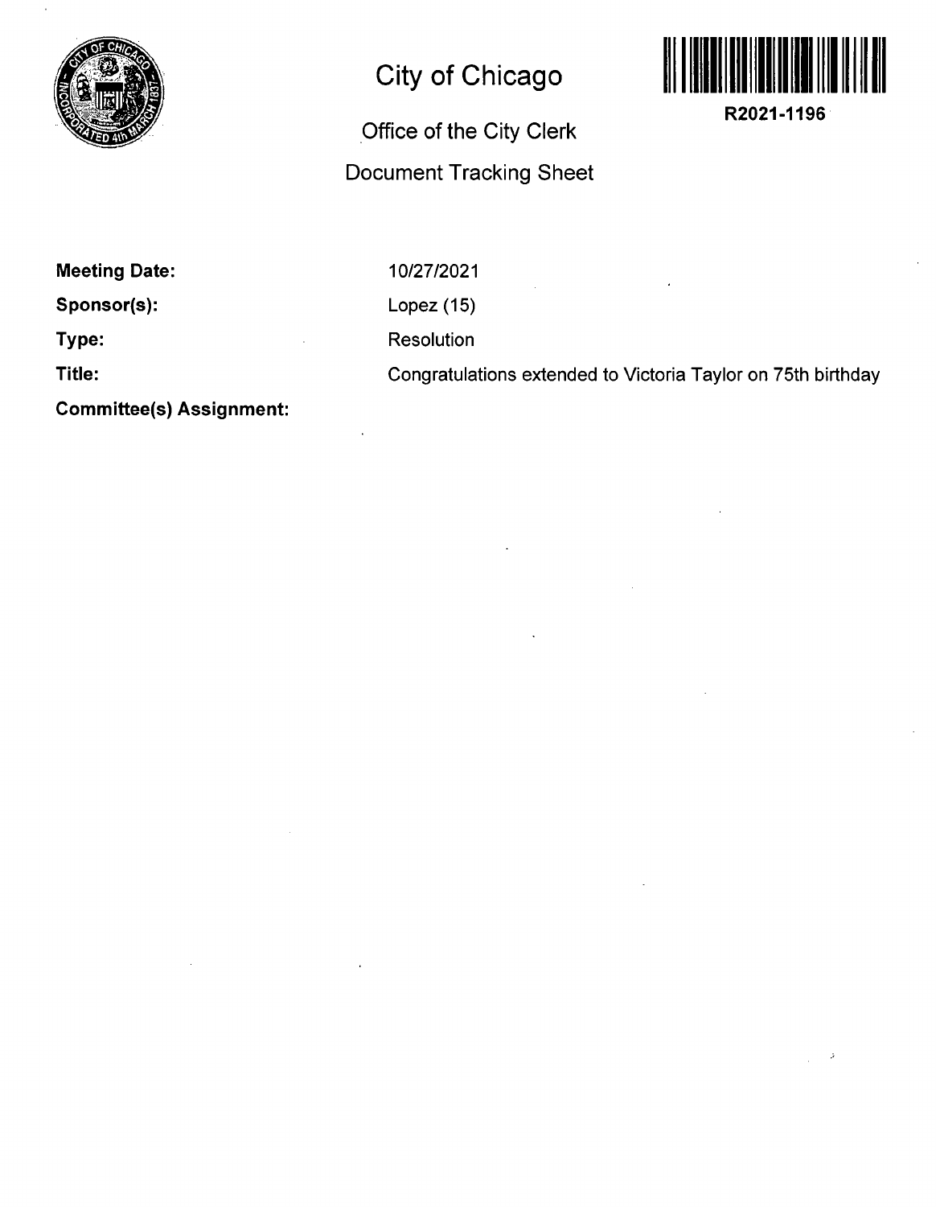# City of Chicago

## Office of the City Clerk

## Document Tracking Sheet

R2021-1196

| | |
|---|---|
| **Meeting Date:** | 10/27/2021 |
| **Sponsor(s):** | Lopez (15) |
| **Type:** | Resolution |
| **Title:** | Congratulations extended to Victoria Taylor on 75th birthday |
| **Committee(s) Assignment:** | |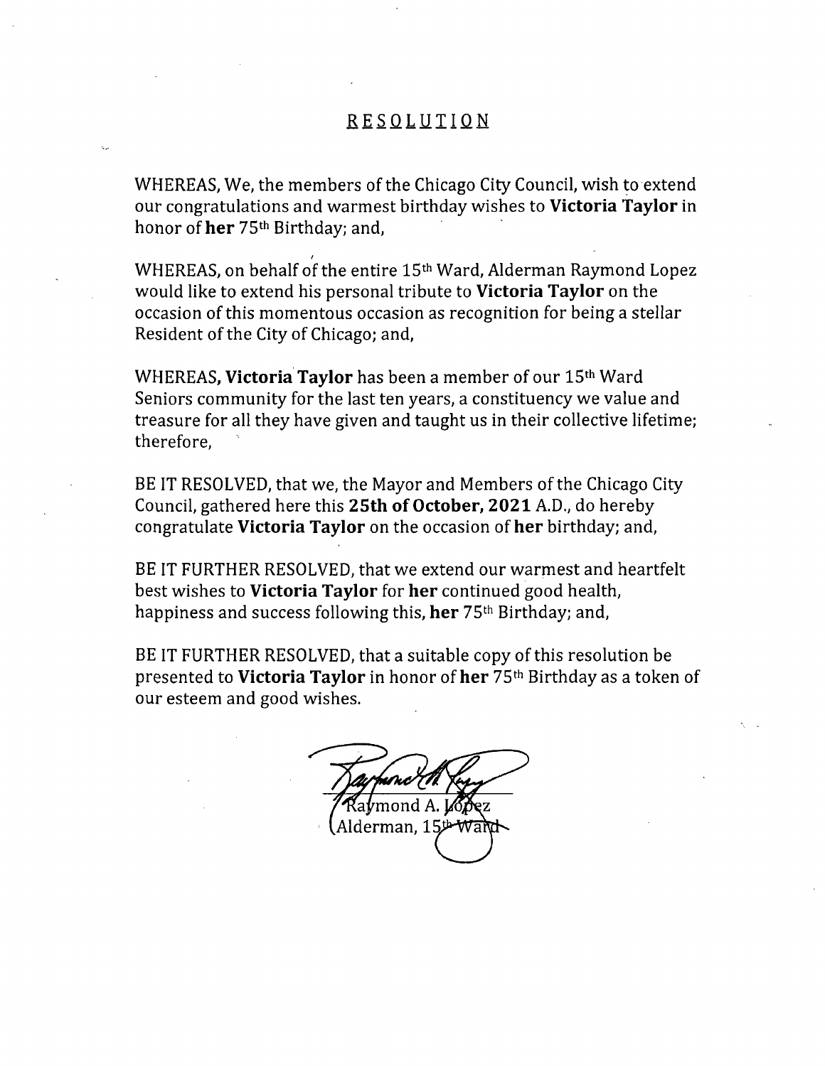# RESOLUTION

WHEREAS, We, the members of the Chicago City Council, wish to extend our congratulations and warmest birthday wishes to **Victoria Taylor** in honor of **her** 75th Birthday; and,

WHEREAS, on behalf of the entire 15th Ward, Alderman Raymond Lopez would like to extend his personal tribute to **Victoria Taylor** on the occasion of this momentous occasion as recognition for being a stellar Resident of the City of Chicago; and,

WHEREAS, **Victoria Taylor** has been a member of our 15th Ward Seniors community for the last ten years, a constituency we value and treasure for all they have given and taught us in their collective lifetime; therefore,

BE IT RESOLVED, that we, the Mayor and Members of the Chicago City Council, gathered here this **25th of October, 2021** A.D., do hereby congratulate **Victoria Taylor** on the occasion of **her** birthday; and,

BE IT FURTHER RESOLVED, that we extend our warmest and heartfelt best wishes to **Victoria Taylor** for **her** continued good health, happiness and success following this, **her** 75th Birthday; and,

BE IT FURTHER RESOLVED, that a suitable copy of this resolution be presented to **Victoria Taylor** in honor of **her** 75th Birthday as a token of our esteem and good wishes.

Raymond A. Lopez
Alderman, 15th Ward